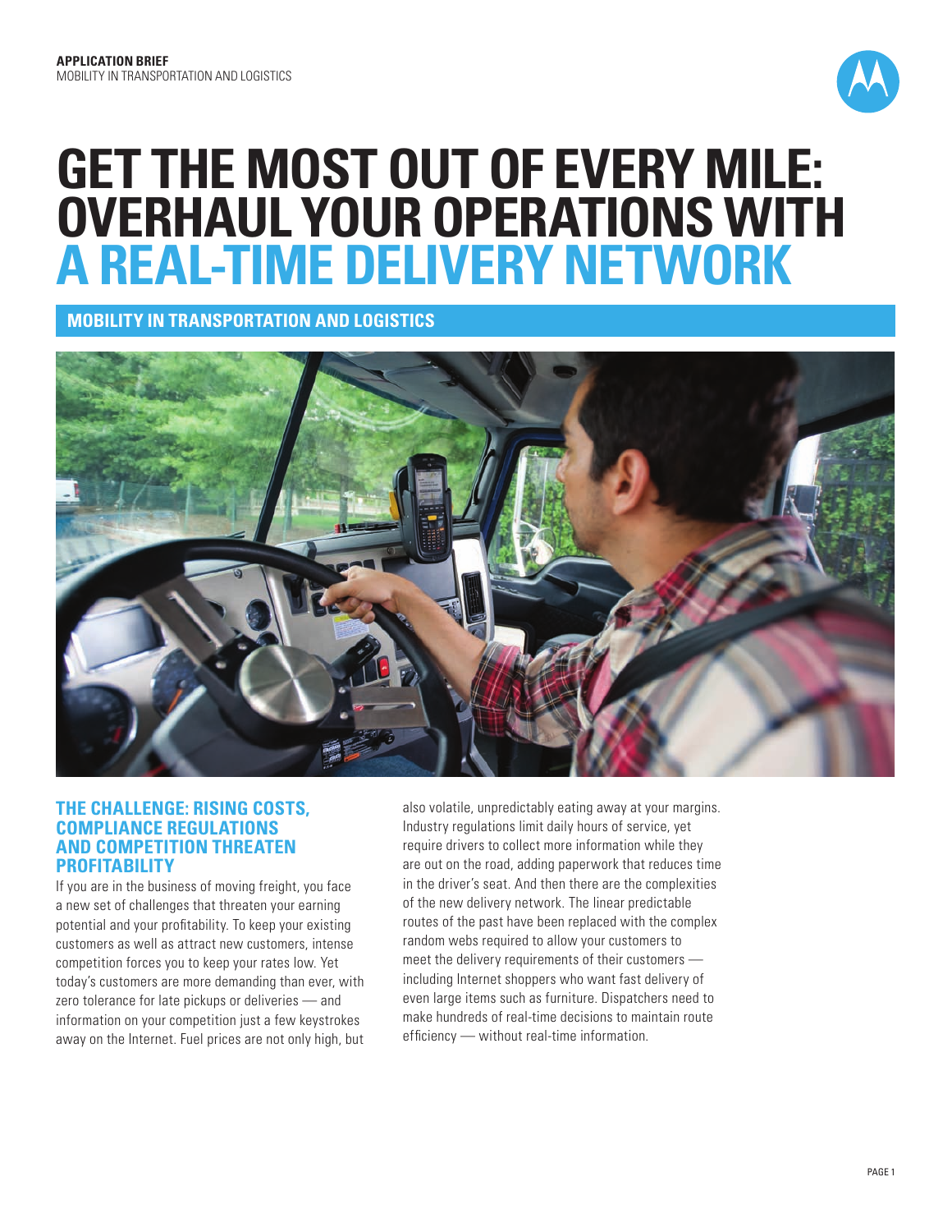**APPLICATION BRIEF**
MOBILITY IN TRANSPORTATION AND LOGISTICS

# GET THE MOST OUT OF EVERY MILE: OVERHAUL YOUR OPERATIONS WITH A REAL-TIME DELIVERY NETWORK

## MOBILITY IN TRANSPORTATION AND LOGISTICS

### THE CHALLENGE: RISING COSTS, COMPLIANCE REGULATIONS AND COMPETITION THREATEN PROFITABILITY

If you are in the business of moving freight, you face a new set of challenges that threaten your earning potential and your profitability. To keep your existing customers as well as attract new customers, intense competition forces you to keep your rates low. Yet today's customers are more demanding than ever, with zero tolerance for late pickups or deliveries — and information on your competition just a few keystrokes away on the Internet. Fuel prices are not only high, but also volatile, unpredictably eating away at your margins. Industry regulations limit daily hours of service, yet require drivers to collect more information while they are out on the road, adding paperwork that reduces time in the driver's seat. And then there are the complexities of the new delivery network. The linear predictable routes of the past have been replaced with the complex random webs required to allow your customers to meet the delivery requirements of their customers — including Internet shoppers who want fast delivery of even large items such as furniture. Dispatchers need to make hundreds of real-time decisions to maintain route efficiency — without real-time information.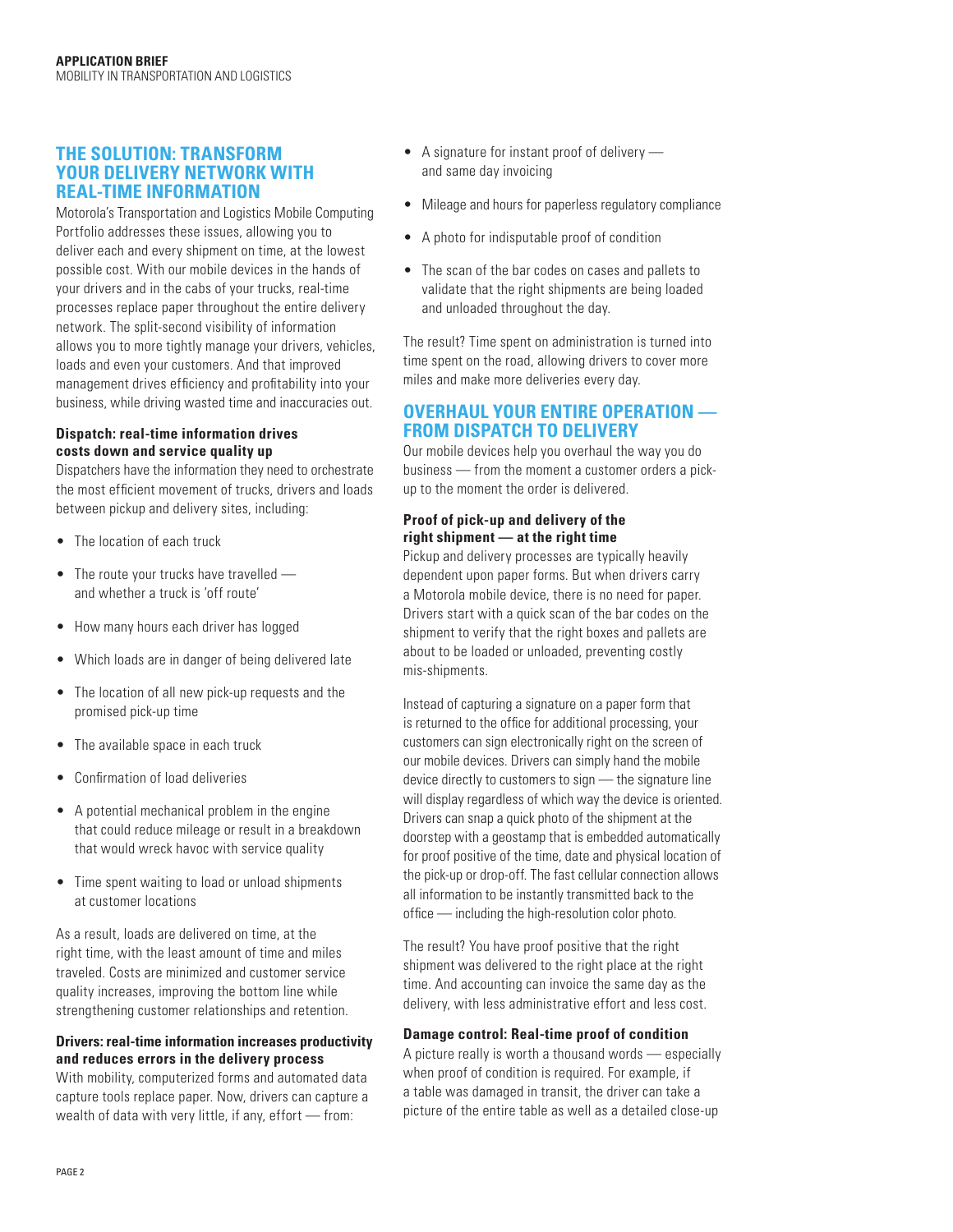## THE SOLUTION: TRANSFORM YOUR DELIVERY NETWORK WITH REAL-TIME INFORMATION

Motorola's Transportation and Logistics Mobile Computing Portfolio addresses these issues, allowing you to deliver each and every shipment on time, at the lowest possible cost. With our mobile devices in the hands of your drivers and in the cabs of your trucks, real-time processes replace paper throughout the entire delivery network. The split-second visibility of information allows you to more tightly manage your drivers, vehicles, loads and even your customers. And that improved management drives efficiency and profitability into your business, while driving wasted time and inaccuracies out.

**Dispatch: real-time information drives costs down and service quality up**

Dispatchers have the information they need to orchestrate the most efficient movement of trucks, drivers and loads between pickup and delivery sites, including:

- The location of each truck
- The route your trucks have travelled — and whether a truck is 'off route'
- How many hours each driver has logged
- Which loads are in danger of being delivered late
- The location of all new pick-up requests and the promised pick-up time
- The available space in each truck
- Confirmation of load deliveries
- A potential mechanical problem in the engine that could reduce mileage or result in a breakdown that would wreck havoc with service quality
- Time spent waiting to load or unload shipments at customer locations

As a result, loads are delivered on time, at the right time, with the least amount of time and miles traveled. Costs are minimized and customer service quality increases, improving the bottom line while strengthening customer relationships and retention.

**Drivers: real-time information increases productivity and reduces errors in the delivery process**

With mobility, computerized forms and automated data capture tools replace paper. Now, drivers can capture a wealth of data with very little, if any, effort — from:

- A signature for instant proof of delivery — and same day invoicing
- Mileage and hours for paperless regulatory compliance
- A photo for indisputable proof of condition
- The scan of the bar codes on cases and pallets to validate that the right shipments are being loaded and unloaded throughout the day.

The result? Time spent on administration is turned into time spent on the road, allowing drivers to cover more miles and make more deliveries every day.

## OVERHAUL YOUR ENTIRE OPERATION — FROM DISPATCH TO DELIVERY

Our mobile devices help you overhaul the way you do business — from the moment a customer orders a pick-up to the moment the order is delivered.

**Proof of pick-up and delivery of the right shipment — at the right time**

Pickup and delivery processes are typically heavily dependent upon paper forms. But when drivers carry a Motorola mobile device, there is no need for paper. Drivers start with a quick scan of the bar codes on the shipment to verify that the right boxes and pallets are about to be loaded or unloaded, preventing costly mis-shipments.

Instead of capturing a signature on a paper form that is returned to the office for additional processing, your customers can sign electronically right on the screen of our mobile devices. Drivers can simply hand the mobile device directly to customers to sign — the signature line will display regardless of which way the device is oriented. Drivers can snap a quick photo of the shipment at the doorstep with a geostamp that is embedded automatically for proof positive of the time, date and physical location of the pick-up or drop-off. The fast cellular connection allows all information to be instantly transmitted back to the office — including the high-resolution color photo.

The result? You have proof positive that the right shipment was delivered to the right place at the right time. And accounting can invoice the same day as the delivery, with less administrative effort and less cost.

**Damage control: Real-time proof of condition**

A picture really is worth a thousand words — especially when proof of condition is required. For example, if a table was damaged in transit, the driver can take a picture of the entire table as well as a detailed close-up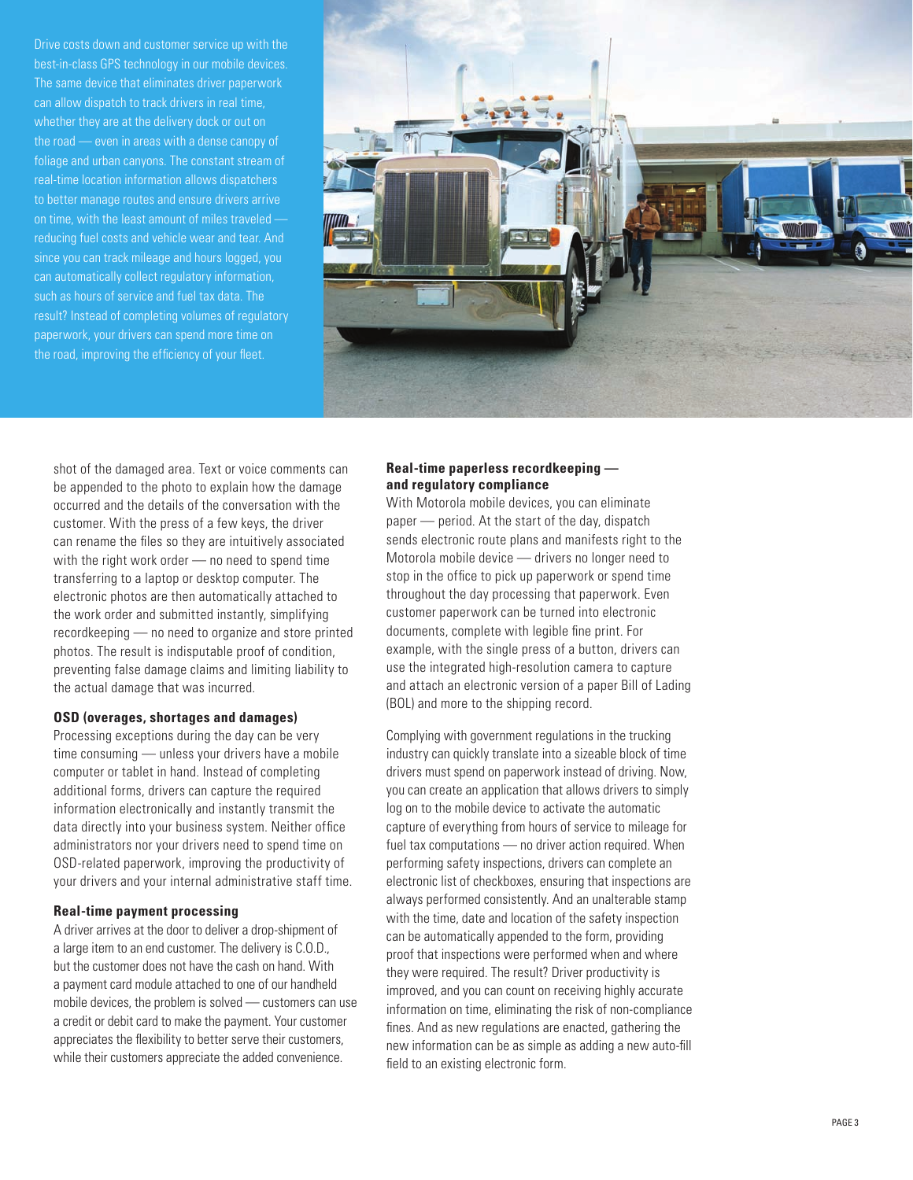Drive costs down and customer service up with the best-in-class GPS technology in our mobile devices. The same device that eliminates driver paperwork can allow dispatch to track drivers in real time, whether they are at the delivery dock or out on the road — even in areas with a dense canopy of foliage and urban canyons. The constant stream of real-time location information allows dispatchers to better manage routes and ensure drivers arrive on time, with the least amount of miles traveled — reducing fuel costs and vehicle wear and tear. And since you can track mileage and hours logged, you can automatically collect regulatory information, such as hours of service and fuel tax data. The result? Instead of completing volumes of regulatory paperwork, your drivers can spend more time on the road, improving the efficiency of your fleet.

shot of the damaged area. Text or voice comments can be appended to the photo to explain how the damage occurred and the details of the conversation with the customer. With the press of a few keys, the driver can rename the files so they are intuitively associated with the right work order — no need to spend time transferring to a laptop or desktop computer. The electronic photos are then automatically attached to the work order and submitted instantly, simplifying recordkeeping — no need to organize and store printed photos. The result is indisputable proof of condition, preventing false damage claims and limiting liability to the actual damage that was incurred.

### OSD (overages, shortages and damages)

Processing exceptions during the day can be very time consuming — unless your drivers have a mobile computer or tablet in hand. Instead of completing additional forms, drivers can capture the required information electronically and instantly transmit the data directly into your business system. Neither office administrators nor your drivers need to spend time on OSD-related paperwork, improving the productivity of your drivers and your internal administrative staff time.

### Real-time payment processing

A driver arrives at the door to deliver a drop-shipment of a large item to an end customer. The delivery is C.O.D., but the customer does not have the cash on hand. With a payment card module attached to one of our handheld mobile devices, the problem is solved — customers can use a credit or debit card to make the payment. Your customer appreciates the flexibility to better serve their customers, while their customers appreciate the added convenience.

### Real-time paperless recordkeeping — and regulatory compliance

With Motorola mobile devices, you can eliminate paper — period. At the start of the day, dispatch sends electronic route plans and manifests right to the Motorola mobile device — drivers no longer need to stop in the office to pick up paperwork or spend time throughout the day processing that paperwork. Even customer paperwork can be turned into electronic documents, complete with legible fine print. For example, with the single press of a button, drivers can use the integrated high-resolution camera to capture and attach an electronic version of a paper Bill of Lading (BOL) and more to the shipping record.

Complying with government regulations in the trucking industry can quickly translate into a sizeable block of time drivers must spend on paperwork instead of driving. Now, you can create an application that allows drivers to simply log on to the mobile device to activate the automatic capture of everything from hours of service to mileage for fuel tax computations — no driver action required. When performing safety inspections, drivers can complete an electronic list of checkboxes, ensuring that inspections are always performed consistently. And an unalterable stamp with the time, date and location of the safety inspection can be automatically appended to the form, providing proof that inspections were performed when and where they were required. The result? Driver productivity is improved, and you can count on receiving highly accurate information on time, eliminating the risk of non-compliance fines. And as new regulations are enacted, gathering the new information can be as simple as adding a new auto-fill field to an existing electronic form.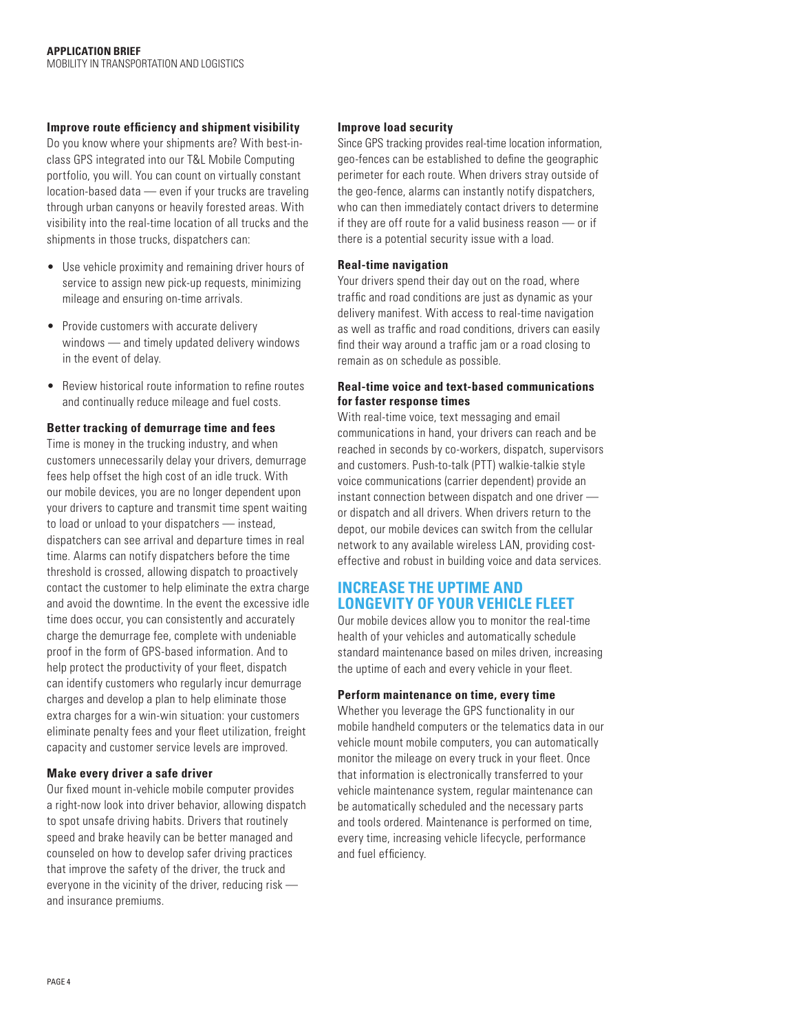### Improve route efficiency and shipment visibility

Do you know where your shipments are? With best-in-class GPS integrated into our T&L Mobile Computing portfolio, you will. You can count on virtually constant location-based data — even if your trucks are traveling through urban canyons or heavily forested areas. With visibility into the real-time location of all trucks and the shipments in those trucks, dispatchers can:

- Use vehicle proximity and remaining driver hours of service to assign new pick-up requests, minimizing mileage and ensuring on-time arrivals.
- Provide customers with accurate delivery windows — and timely updated delivery windows in the event of delay.
- Review historical route information to refine routes and continually reduce mileage and fuel costs.

### Better tracking of demurrage time and fees

Time is money in the trucking industry, and when customers unnecessarily delay your drivers, demurrage fees help offset the high cost of an idle truck. With our mobile devices, you are no longer dependent upon your drivers to capture and transmit time spent waiting to load or unload to your dispatchers — instead, dispatchers can see arrival and departure times in real time. Alarms can notify dispatchers before the time threshold is crossed, allowing dispatch to proactively contact the customer to help eliminate the extra charge and avoid the downtime. In the event the excessive idle time does occur, you can consistently and accurately charge the demurrage fee, complete with undeniable proof in the form of GPS-based information. And to help protect the productivity of your fleet, dispatch can identify customers who regularly incur demurrage charges and develop a plan to help eliminate those extra charges for a win-win situation: your customers eliminate penalty fees and your fleet utilization, freight capacity and customer service levels are improved.

### Make every driver a safe driver

Our fixed mount in-vehicle mobile computer provides a right-now look into driver behavior, allowing dispatch to spot unsafe driving habits. Drivers that routinely speed and brake heavily can be better managed and counseled on how to develop safer driving practices that improve the safety of the driver, the truck and everyone in the vicinity of the driver, reducing risk — and insurance premiums.

### Improve load security

Since GPS tracking provides real-time location information, geo-fences can be established to define the geographic perimeter for each route. When drivers stray outside of the geo-fence, alarms can instantly notify dispatchers, who can then immediately contact drivers to determine if they are off route for a valid business reason — or if there is a potential security issue with a load.

### Real-time navigation

Your drivers spend their day out on the road, where traffic and road conditions are just as dynamic as your delivery manifest. With access to real-time navigation as well as traffic and road conditions, drivers can easily find their way around a traffic jam or a road closing to remain as on schedule as possible.

### Real-time voice and text-based communications for faster response times

With real-time voice, text messaging and email communications in hand, your drivers can reach and be reached in seconds by co-workers, dispatch, supervisors and customers. Push-to-talk (PTT) walkie-talkie style voice communications (carrier dependent) provide an instant connection between dispatch and one driver — or dispatch and all drivers. When drivers return to the depot, our mobile devices can switch from the cellular network to any available wireless LAN, providing cost-effective and robust in building voice and data services.

## INCREASE THE UPTIME AND LONGEVITY OF YOUR VEHICLE FLEET

Our mobile devices allow you to monitor the real-time health of your vehicles and automatically schedule standard maintenance based on miles driven, increasing the uptime of each and every vehicle in your fleet.

### Perform maintenance on time, every time

Whether you leverage the GPS functionality in our mobile handheld computers or the telematics data in our vehicle mount mobile computers, you can automatically monitor the mileage on every truck in your fleet. Once that information is electronically transferred to your vehicle maintenance system, regular maintenance can be automatically scheduled and the necessary parts and tools ordered. Maintenance is performed on time, every time, increasing vehicle lifecycle, performance and fuel efficiency.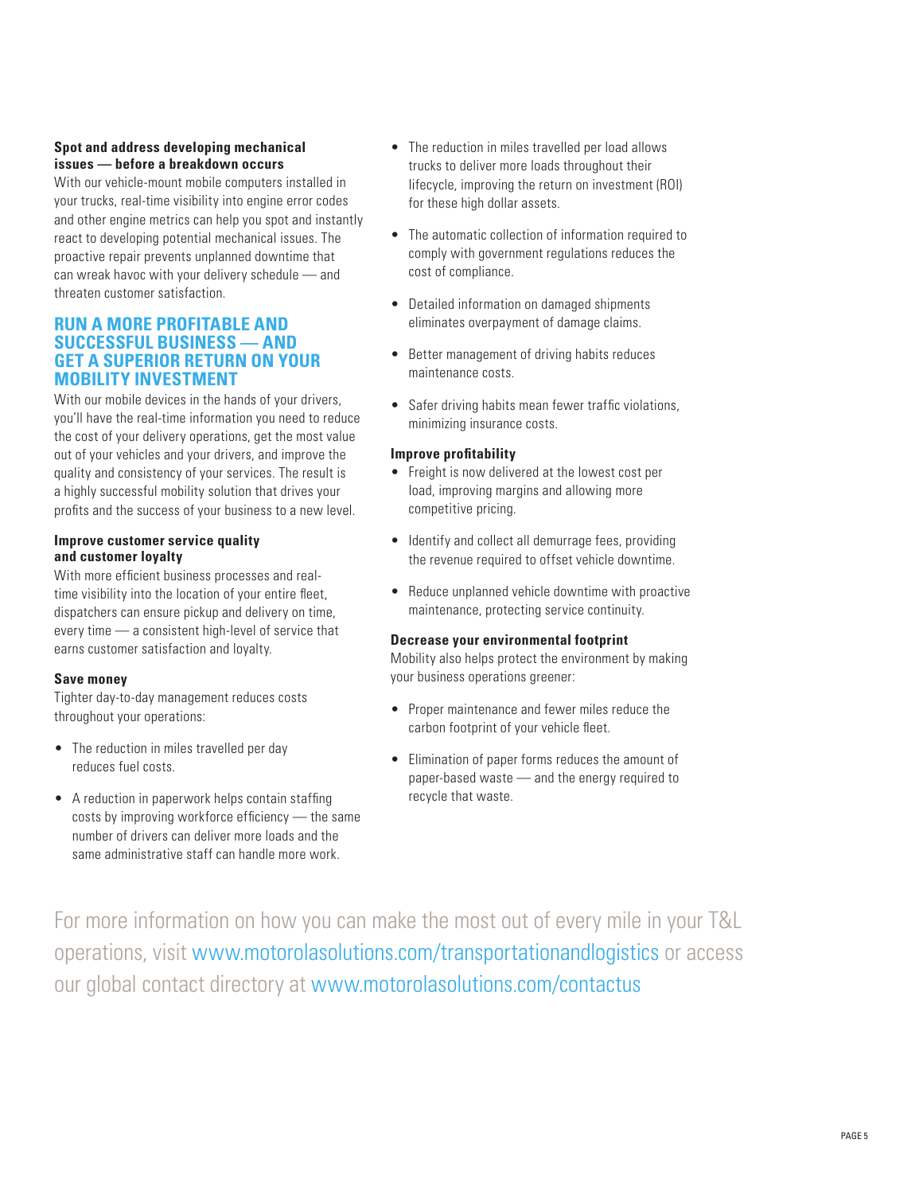**Spot and address developing mechanical issues — before a breakdown occurs**

With our vehicle-mount mobile computers installed in your trucks, real-time visibility into engine error codes and other engine metrics can help you spot and instantly react to developing potential mechanical issues. The proactive repair prevents unplanned downtime that can wreak havoc with your delivery schedule — and threaten customer satisfaction.

## RUN A MORE PROFITABLE AND SUCCESSFUL BUSINESS — AND GET A SUPERIOR RETURN ON YOUR MOBILITY INVESTMENT

With our mobile devices in the hands of your drivers, you'll have the real-time information you need to reduce the cost of your delivery operations, get the most value out of your vehicles and your drivers, and improve the quality and consistency of your services. The result is a highly successful mobility solution that drives your profits and the success of your business to a new level.

**Improve customer service quality and customer loyalty**

With more efficient business processes and real-time visibility into the location of your entire fleet, dispatchers can ensure pickup and delivery on time, every time — a consistent high-level of service that earns customer satisfaction and loyalty.

**Save money**

Tighter day-to-day management reduces costs throughout your operations:

- The reduction in miles travelled per day reduces fuel costs.
- A reduction in paperwork helps contain staffing costs by improving workforce efficiency — the same number of drivers can deliver more loads and the same administrative staff can handle more work.
- The reduction in miles travelled per load allows trucks to deliver more loads throughout their lifecycle, improving the return on investment (ROI) for these high dollar assets.
- The automatic collection of information required to comply with government regulations reduces the cost of compliance.
- Detailed information on damaged shipments eliminates overpayment of damage claims.
- Better management of driving habits reduces maintenance costs.
- Safer driving habits mean fewer traffic violations, minimizing insurance costs.

**Improve profitability**

- Freight is now delivered at the lowest cost per load, improving margins and allowing more competitive pricing.
- Identify and collect all demurrage fees, providing the revenue required to offset vehicle downtime.
- Reduce unplanned vehicle downtime with proactive maintenance, protecting service continuity.

**Decrease your environmental footprint**

Mobility also helps protect the environment by making your business operations greener:

- Proper maintenance and fewer miles reduce the carbon footprint of your vehicle fleet.
- Elimination of paper forms reduces the amount of paper-based waste — and the energy required to recycle that waste.

For more information on how you can make the most out of every mile in your T&L operations, visit www.motorolasolutions.com/transportationandlogistics or access our global contact directory at www.motorolasolutions.com/contactus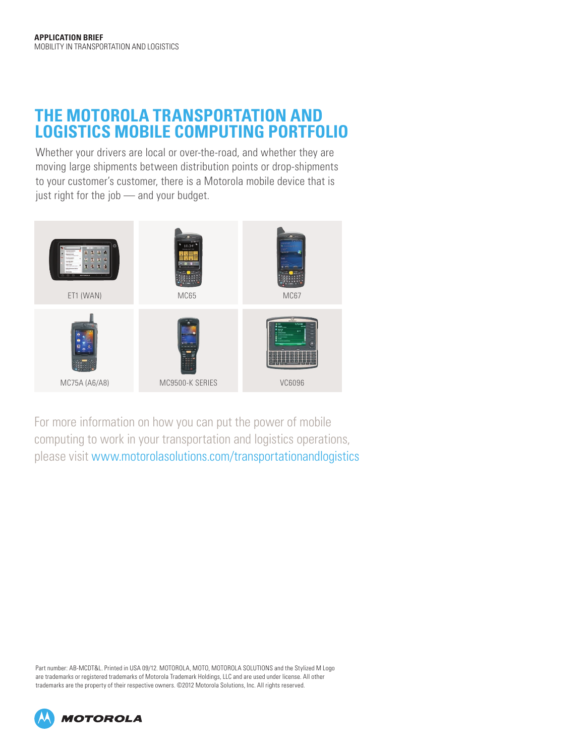# THE MOTOROLA TRANSPORTATION AND LOGISTICS MOBILE COMPUTING PORTFOLIO

Whether your drivers are local or over-the-road, and whether they are moving large shipments between distribution points or drop-shipments to your customer's customer, there is a Motorola mobile device that is just right for the job — and your budget.

ET1 (WAN)

MC65

MC67

MC75A (A6/A8)

MC9500-K SERIES

VC6096

For more information on how you can put the power of mobile computing to work in your transportation and logistics operations, please visit www.motorolasolutions.com/transportationandlogistics

Part number: AB-MCDT&L. Printed in USA 09/12. MOTOROLA, MOTO, MOTOROLA SOLUTIONS and the Stylized M Logo are trademarks or registered trademarks of Motorola Trademark Holdings, LLC and are used under license. All other trademarks are the property of their respective owners. ©2012 Motorola Solutions, Inc. All rights reserved.

MOTOROLA